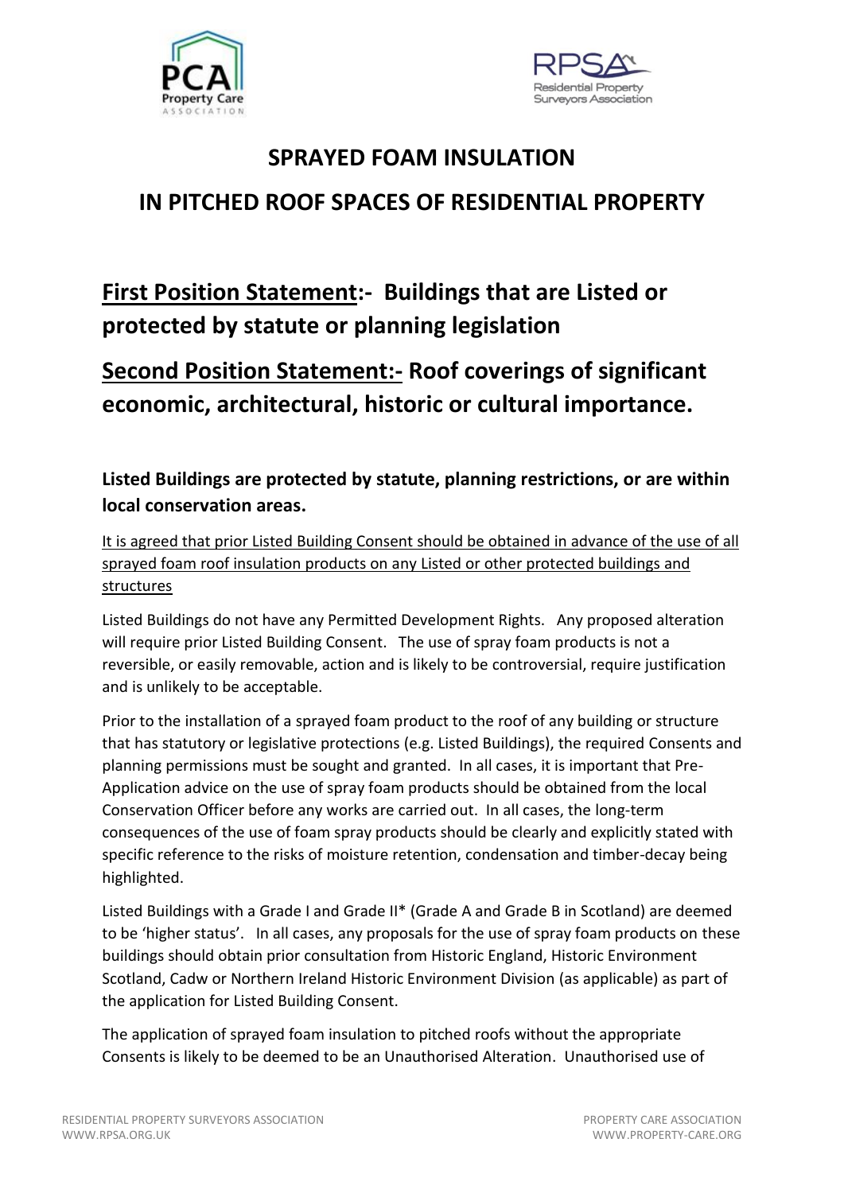# SPRAYED FOAM INSULATION

# IN PITCHED ROOF SPACES OF RESIDENTIAL PROPERTY

## First Position Statement:- Buildings that are Listed or protected by statute or planning legislation

## Second Position Statement:- Roof coverings of significant economic, architectural, historic or cultural importance.

### Listed Buildings are protected by statute, planning restrictions, or are within local conservation areas.

It is agreed that prior Listed Building Consent should be obtained in advance of the use of all sprayed foam roof insulation products on any Listed or other protected buildings and structures

Listed Buildings do not have any Permitted Development Rights. Any proposed alteration will require prior Listed Building Consent. The use of spray foam products is not a reversible, or easily removable, action and is likely to be controversial, require justification and is unlikely to be acceptable.

Prior to the installation of a sprayed foam product to the roof of any building or structure that has statutory or legislative protections (e.g. Listed Buildings), the required Consents and planning permissions must be sought and granted. In all cases, it is important that Pre-Application advice on the use of spray foam products should be obtained from the local Conservation Officer before any works are carried out. In all cases, the long-term consequences of the use of foam spray products should be clearly and explicitly stated with specific reference to the risks of moisture retention, condensation and timber-decay being highlighted.

Listed Buildings with a Grade I and Grade II* (Grade A and Grade B in Scotland) are deemed to be 'higher status'. In all cases, any proposals for the use of spray foam products on these buildings should obtain prior consultation from Historic England, Historic Environment Scotland, Cadw or Northern Ireland Historic Environment Division (as applicable) as part of the application for Listed Building Consent.

The application of sprayed foam insulation to pitched roofs without the appropriate Consents is likely to be deemed to be an Unauthorised Alteration. Unauthorised use of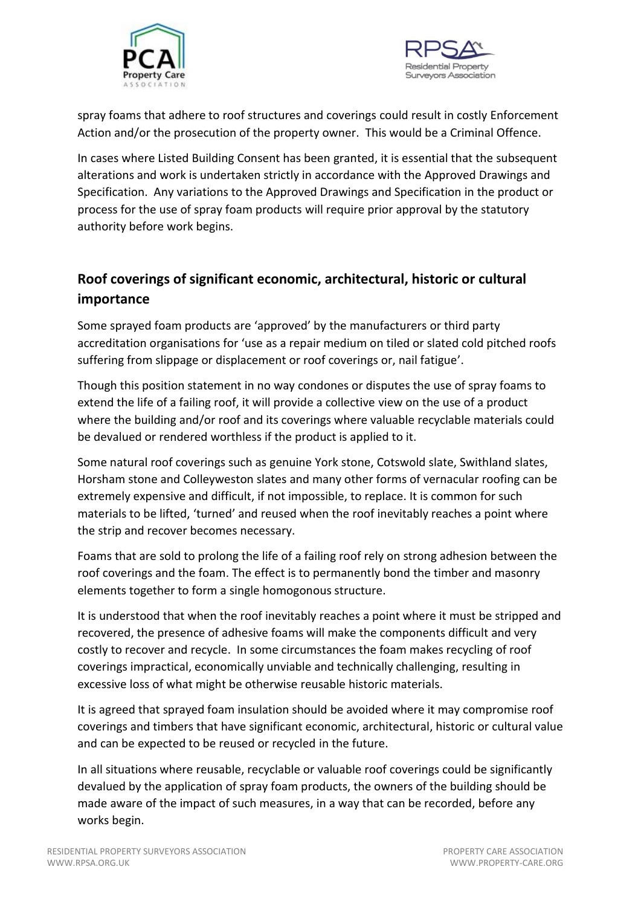spray foams that adhere to roof structures and coverings could result in costly Enforcement Action and/or the prosecution of the property owner. This would be a Criminal Offence.

In cases where Listed Building Consent has been granted, it is essential that the subsequent alterations and work is undertaken strictly in accordance with the Approved Drawings and Specification. Any variations to the Approved Drawings and Specification in the product or process for the use of spray foam products will require prior approval by the statutory authority before work begins.

## Roof coverings of significant economic, architectural, historic or cultural importance

Some sprayed foam products are 'approved' by the manufacturers or third party accreditation organisations for 'use as a repair medium on tiled or slated cold pitched roofs suffering from slippage or displacement or roof coverings or, nail fatigue'.

Though this position statement in no way condones or disputes the use of spray foams to extend the life of a failing roof, it will provide a collective view on the use of a product where the building and/or roof and its coverings where valuable recyclable materials could be devalued or rendered worthless if the product is applied to it.

Some natural roof coverings such as genuine York stone, Cotswold slate, Swithland slates, Horsham stone and Colleyweston slates and many other forms of vernacular roofing can be extremely expensive and difficult, if not impossible, to replace. It is common for such materials to be lifted, 'turned' and reused when the roof inevitably reaches a point where the strip and recover becomes necessary.

Foams that are sold to prolong the life of a failing roof rely on strong adhesion between the roof coverings and the foam. The effect is to permanently bond the timber and masonry elements together to form a single homogonous structure.

It is understood that when the roof inevitably reaches a point where it must be stripped and recovered, the presence of adhesive foams will make the components difficult and very costly to recover and recycle. In some circumstances the foam makes recycling of roof coverings impractical, economically unviable and technically challenging, resulting in excessive loss of what might be otherwise reusable historic materials.

It is agreed that sprayed foam insulation should be avoided where it may compromise roof coverings and timbers that have significant economic, architectural, historic or cultural value and can be expected to be reused or recycled in the future.

In all situations where reusable, recyclable or valuable roof coverings could be significantly devalued by the application of spray foam products, the owners of the building should be made aware of the impact of such measures, in a way that can be recorded, before any works begin.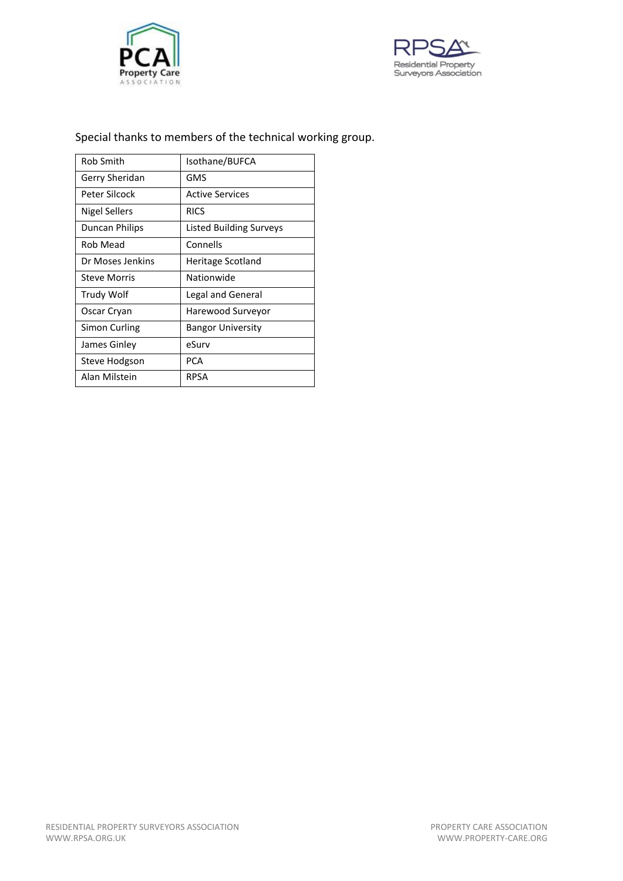Special thanks to members of the technical working group.

| | |
|---|---|
| Rob Smith | Isothane/BUFCA |
| Gerry Sheridan | GMS |
| Peter Silcock | Active Services |
| Nigel Sellers | RICS |
| Duncan Philips | Listed Building Surveys |
| Rob Mead | Connells |
| Dr Moses Jenkins | Heritage Scotland |
| Steve Morris | Nationwide |
| Trudy Wolf | Legal and General |
| Oscar Cryan | Harewood Surveyor |
| Simon Curling | Bangor University |
| James Ginley | eSurv |
| Steve Hodgson | PCA |
| Alan Milstein | RPSA |